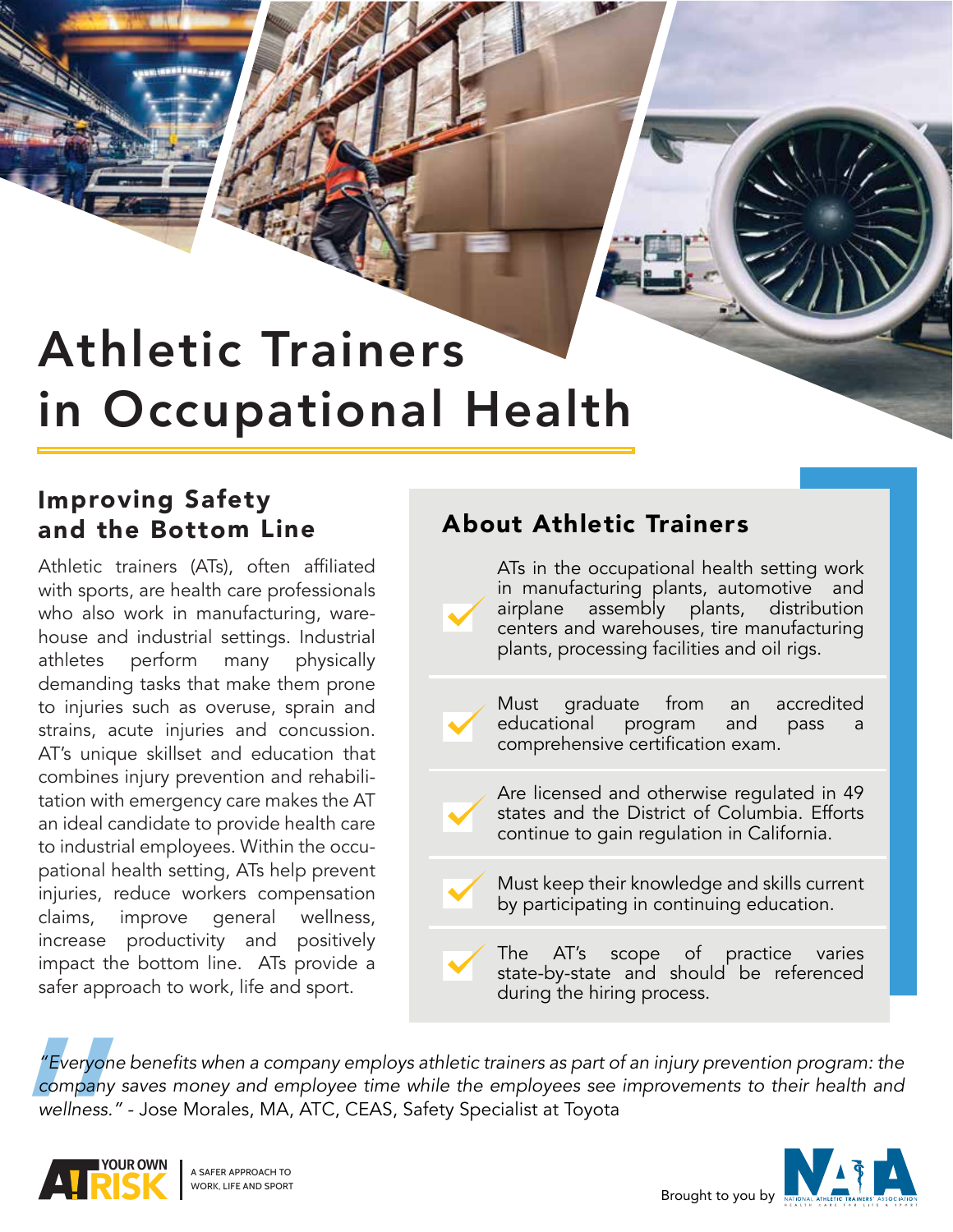# Athletic Trainers in Occupational Health

## Improving Safety and the Bottom Line

Athletic trainers (ATs), often affiliated with sports, are health care professionals who also work in manufacturing, warehouse and industrial settings. Industrial athletes perform many physically demanding tasks that make them prone to injuries such as overuse, sprain and strains, acute injuries and concussion. AT's unique skillset and education that combines injury prevention and rehabilitation with emergency care makes the AT an ideal candidate to provide health care to industrial employees. Within the occupational health setting, ATs help prevent injuries, reduce workers compensation claims, improve general wellness, increase productivity and positively impact the bottom line. ATs provide a safer approach to work, life and sport.

## About Athletic Trainers

- ATs in the occupational health setting work in manufacturing plants, automotive and airplane assembly plants, distribution centers and warehouses, tire manufacturing plants, processing facilities and oil rigs.
- Must graduate from an accredited educational program and pass a comprehensive certification exam.
- Are licensed and otherwise regulated in 49 states and the District of Columbia. Efforts continue to gain regulation in California.
- Must keep their knowledge and skills current by participating in continuing education.
- The AT's scope of practice varies state-by-state and should be referenced during the hiring process.

*"Everyone benefits when a company employs athletic trainers as part of an injury prevention program: the company saves money and employee time while the employees see improvements to their health and wellness."* - Jose Morales, MA, ATC, CEAS, Safety Specialist at Toyota

AT YOUR OWN RISK | A SAFER APPROACH TO WORK, LIFE AND SPORT

Brought to you by NATA – National Athletic Trainers' Association – Health Care for Life & Sport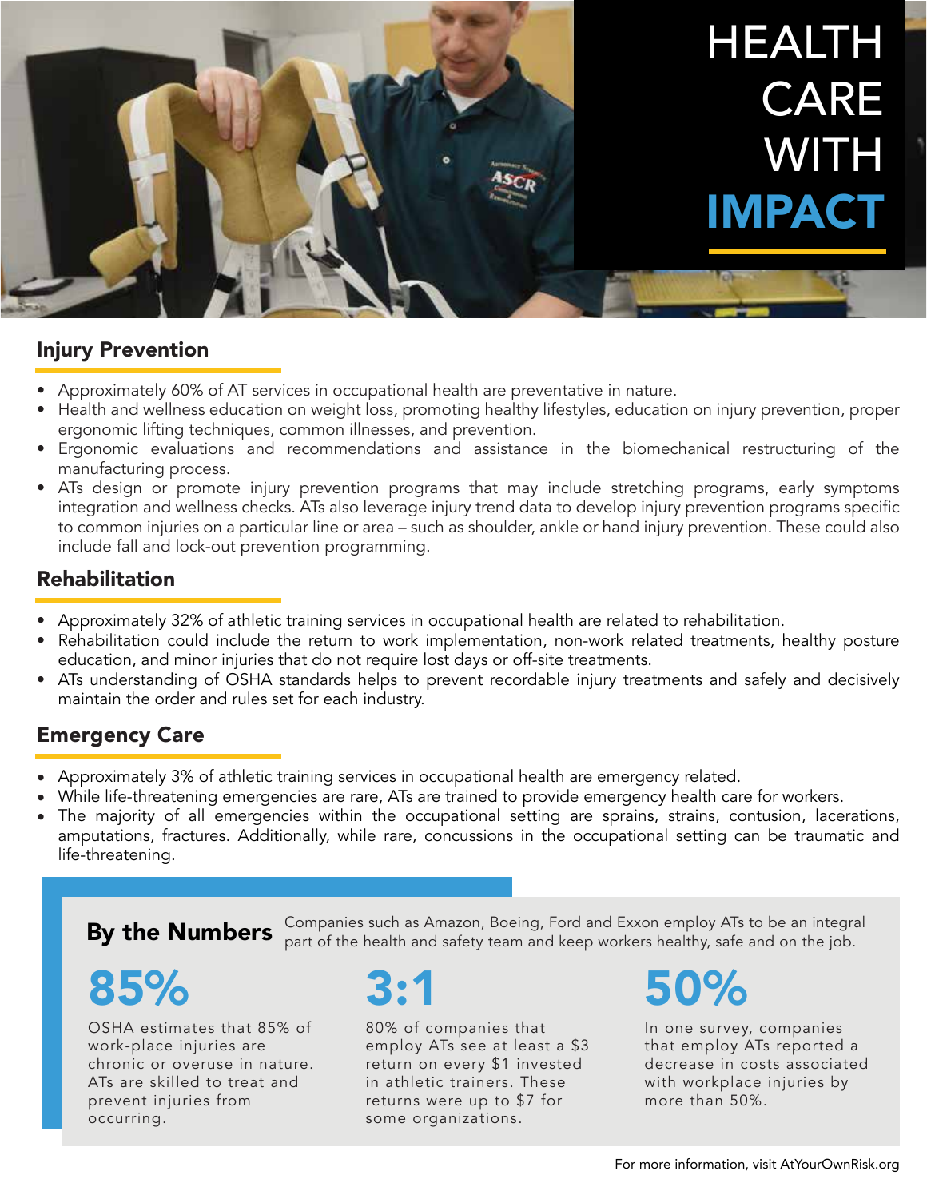# HEALTH CARE WITH IMPACT

## Injury Prevention

- Approximately 60% of AT services in occupational health are preventative in nature.
- Health and wellness education on weight loss, promoting healthy lifestyles, education on injury prevention, proper ergonomic lifting techniques, common illnesses, and prevention.
- Ergonomic evaluations and recommendations and assistance in the biomechanical restructuring of the manufacturing process.
- ATs design or promote injury prevention programs that may include stretching programs, early symptoms integration and wellness checks. ATs also leverage injury trend data to develop injury prevention programs specific to common injuries on a particular line or area – such as shoulder, ankle or hand injury prevention. These could also include fall and lock-out prevention programming.

## Rehabilitation

- Approximately 32% of athletic training services in occupational health are related to rehabilitation.
- Rehabilitation could include the return to work implementation, non-work related treatments, healthy posture education, and minor injuries that do not require lost days or off-site treatments.
- ATs understanding of OSHA standards helps to prevent recordable injury treatments and safely and decisively maintain the order and rules set for each industry.

## Emergency Care

- Approximately 3% of athletic training services in occupational health are emergency related.
- While life-threatening emergencies are rare, ATs are trained to provide emergency health care for workers.
- The majority of all emergencies within the occupational setting are sprains, strains, contusion, lacerations, amputations, fractures. Additionally, while rare, concussions in the occupational setting can be traumatic and life-threatening.

## By the Numbers

Companies such as Amazon, Boeing, Ford and Exxon employ ATs to be an integral part of the health and safety team and keep workers healthy, safe and on the job.

**85%**

OSHA estimates that 85% of work-place injuries are chronic or overuse in nature. ATs are skilled to treat and prevent injuries from occurring.

**3:1**

80% of companies that employ ATs see at least a $3 return on every $1 invested in athletic trainers. These returns were up to $7 for some organizations.

**50%**

In one survey, companies that employ ATs reported a decrease in costs associated with workplace injuries by more than 50%.

For more information, visit AtYourOwnRisk.org